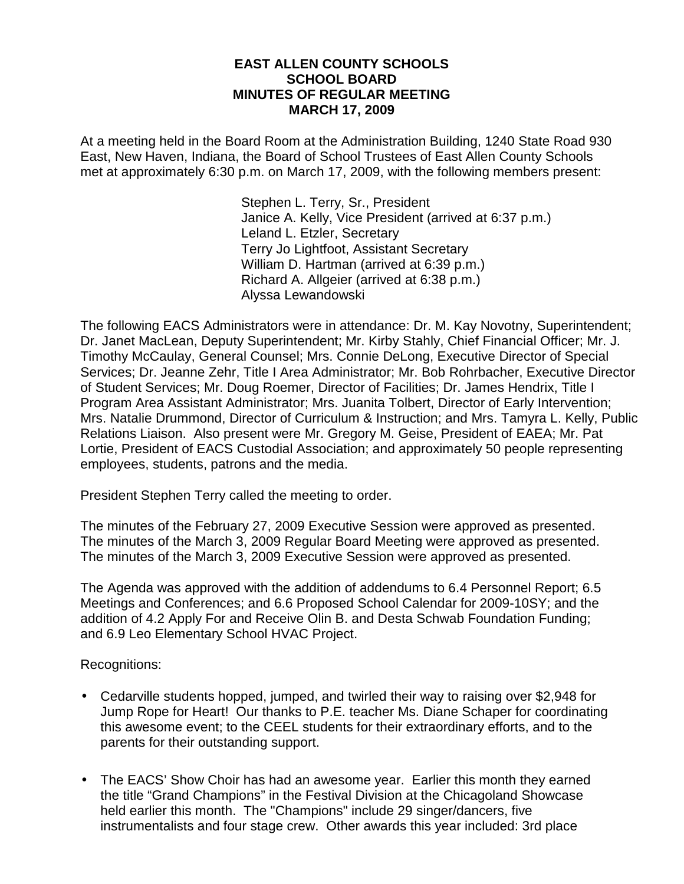# EAST ALLEN COUNTY SCHOOLS
# SCHOOL BOARD
# MINUTES OF REGULAR MEETING
# MARCH 17, 2009

At a meeting held in the Board Room at the Administration Building, 1240 State Road 930 East, New Haven, Indiana, the Board of School Trustees of East Allen County Schools met at approximately 6:30 p.m. on March 17, 2009, with the following members present:

Stephen L. Terry, Sr., President
Janice A. Kelly, Vice President (arrived at 6:37 p.m.)
Leland L. Etzler, Secretary
Terry Jo Lightfoot, Assistant Secretary
William D. Hartman (arrived at 6:39 p.m.)
Richard A. Allgeier (arrived at 6:38 p.m.)
Alyssa Lewandowski

The following EACS Administrators were in attendance: Dr. M. Kay Novotny, Superintendent; Dr. Janet MacLean, Deputy Superintendent; Mr. Kirby Stahly, Chief Financial Officer; Mr. J. Timothy McCaulay, General Counsel; Mrs. Connie DeLong, Executive Director of Special Services; Dr. Jeanne Zehr, Title I Area Administrator; Mr. Bob Rohrbacher, Executive Director of Student Services; Mr. Doug Roemer, Director of Facilities; Dr. James Hendrix, Title I Program Area Assistant Administrator; Mrs. Juanita Tolbert, Director of Early Intervention; Mrs. Natalie Drummond, Director of Curriculum & Instruction; and Mrs. Tamyra L. Kelly, Public Relations Liaison. Also present were Mr. Gregory M. Geise, President of EAEA; Mr. Pat Lortie, President of EACS Custodial Association; and approximately 50 people representing employees, students, patrons and the media.

President Stephen Terry called the meeting to order.

The minutes of the February 27, 2009 Executive Session were approved as presented.
The minutes of the March 3, 2009 Regular Board Meeting were approved as presented.
The minutes of the March 3, 2009 Executive Session were approved as presented.

The Agenda was approved with the addition of addendums to 6.4 Personnel Report; 6.5 Meetings and Conferences; and 6.6 Proposed School Calendar for 2009-10SY; and the addition of 4.2 Apply For and Receive Olin B. and Desta Schwab Foundation Funding; and 6.9 Leo Elementary School HVAC Project.

Recognitions:

- Cedarville students hopped, jumped, and twirled their way to raising over $2,948 for Jump Rope for Heart! Our thanks to P.E. teacher Ms. Diane Schaper for coordinating this awesome event; to the CEEL students for their extraordinary efforts, and to the parents for their outstanding support.

- The EACS' Show Choir has had an awesome year. Earlier this month they earned the title "Grand Champions" in the Festival Division at the Chicagoland Showcase held earlier this month. The "Champions" include 29 singer/dancers, five instrumentalists and four stage crew. Other awards this year included: 3rd place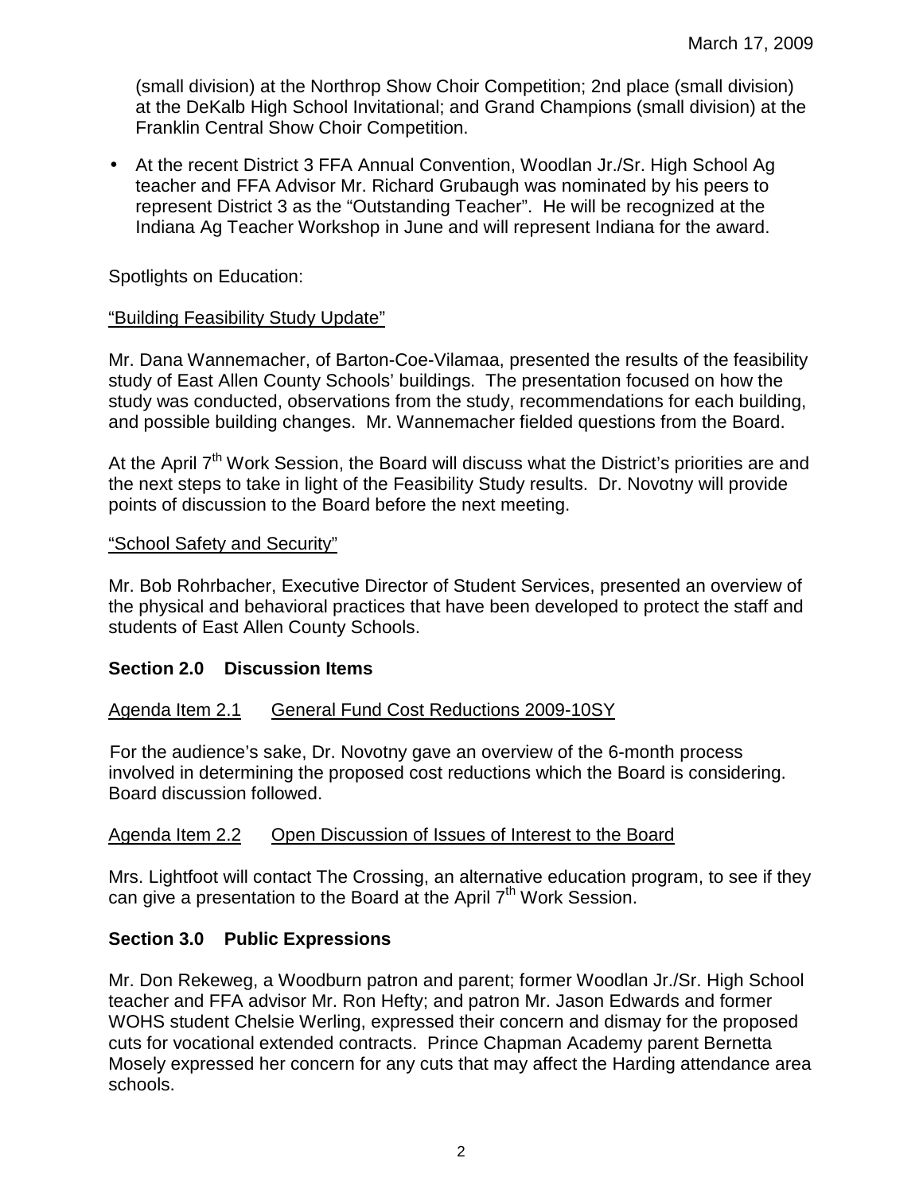(small division) at the Northrop Show Choir Competition; 2nd place (small division) at the DeKalb High School Invitational; and Grand Champions (small division) at the Franklin Central Show Choir Competition.

- At the recent District 3 FFA Annual Convention, Woodlan Jr./Sr. High School Ag teacher and FFA Advisor Mr. Richard Grubaugh was nominated by his peers to represent District 3 as the "Outstanding Teacher". He will be recognized at the Indiana Ag Teacher Workshop in June and will represent Indiana for the award.

Spotlights on Education:

"Building Feasibility Study Update"

Mr. Dana Wannemacher, of Barton-Coe-Vilamaa, presented the results of the feasibility study of East Allen County Schools' buildings. The presentation focused on how the study was conducted, observations from the study, recommendations for each building, and possible building changes. Mr. Wannemacher fielded questions from the Board.

At the April 7th Work Session, the Board will discuss what the District's priorities are and the next steps to take in light of the Feasibility Study results. Dr. Novotny will provide points of discussion to the Board before the next meeting.

"School Safety and Security"

Mr. Bob Rohrbacher, Executive Director of Student Services, presented an overview of the physical and behavioral practices that have been developed to protect the staff and students of East Allen County Schools.

## Section 2.0 Discussion Items

Agenda Item 2.1 General Fund Cost Reductions 2009-10SY

For the audience's sake, Dr. Novotny gave an overview of the 6-month process involved in determining the proposed cost reductions which the Board is considering. Board discussion followed.

Agenda Item 2.2 Open Discussion of Issues of Interest to the Board

Mrs. Lightfoot will contact The Crossing, an alternative education program, to see if they can give a presentation to the Board at the April 7th Work Session.

## Section 3.0 Public Expressions

Mr. Don Rekeweg, a Woodburn patron and parent; former Woodlan Jr./Sr. High School teacher and FFA advisor Mr. Ron Hefty; and patron Mr. Jason Edwards and former WOHS student Chelsie Werling, expressed their concern and dismay for the proposed cuts for vocational extended contracts. Prince Chapman Academy parent Bernetta Mosely expressed her concern for any cuts that may affect the Harding attendance area schools.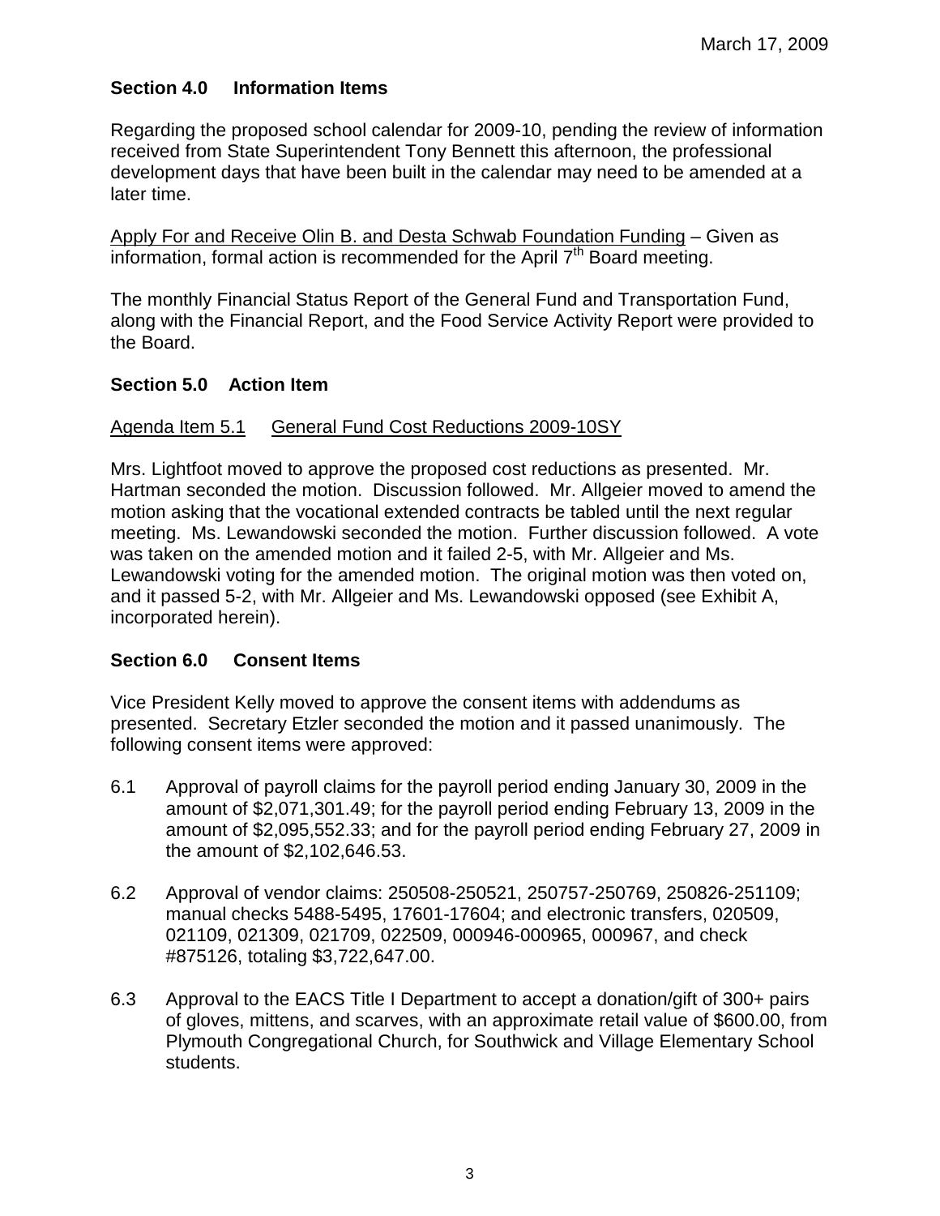March 17, 2009

## Section 4.0 Information Items

Regarding the proposed school calendar for 2009-10, pending the review of information received from State Superintendent Tony Bennett this afternoon, the professional development days that have been built in the calendar may need to be amended at a later time.

Apply For and Receive Olin B. and Desta Schwab Foundation Funding – Given as information, formal action is recommended for the April 7th Board meeting.

The monthly Financial Status Report of the General Fund and Transportation Fund, along with the Financial Report, and the Food Service Activity Report were provided to the Board.

## Section 5.0 Action Item

Agenda Item 5.1 General Fund Cost Reductions 2009-10SY

Mrs. Lightfoot moved to approve the proposed cost reductions as presented. Mr. Hartman seconded the motion. Discussion followed. Mr. Allgeier moved to amend the motion asking that the vocational extended contracts be tabled until the next regular meeting. Ms. Lewandowski seconded the motion. Further discussion followed. A vote was taken on the amended motion and it failed 2-5, with Mr. Allgeier and Ms. Lewandowski voting for the amended motion. The original motion was then voted on, and it passed 5-2, with Mr. Allgeier and Ms. Lewandowski opposed (see Exhibit A, incorporated herein).

## Section 6.0 Consent Items

Vice President Kelly moved to approve the consent items with addendums as presented. Secretary Etzler seconded the motion and it passed unanimously. The following consent items were approved:

6.1 Approval of payroll claims for the payroll period ending January 30, 2009 in the amount of $2,071,301.49; for the payroll period ending February 13, 2009 in the amount of $2,095,552.33; and for the payroll period ending February 27, 2009 in the amount of $2,102,646.53.

6.2 Approval of vendor claims: 250508-250521, 250757-250769, 250826-251109; manual checks 5488-5495, 17601-17604; and electronic transfers, 020509, 021109, 021309, 021709, 022509, 000946-000965, 000967, and check #875126, totaling $3,722,647.00.

6.3 Approval to the EACS Title I Department to accept a donation/gift of 300+ pairs of gloves, mittens, and scarves, with an approximate retail value of $600.00, from Plymouth Congregational Church, for Southwick and Village Elementary School students.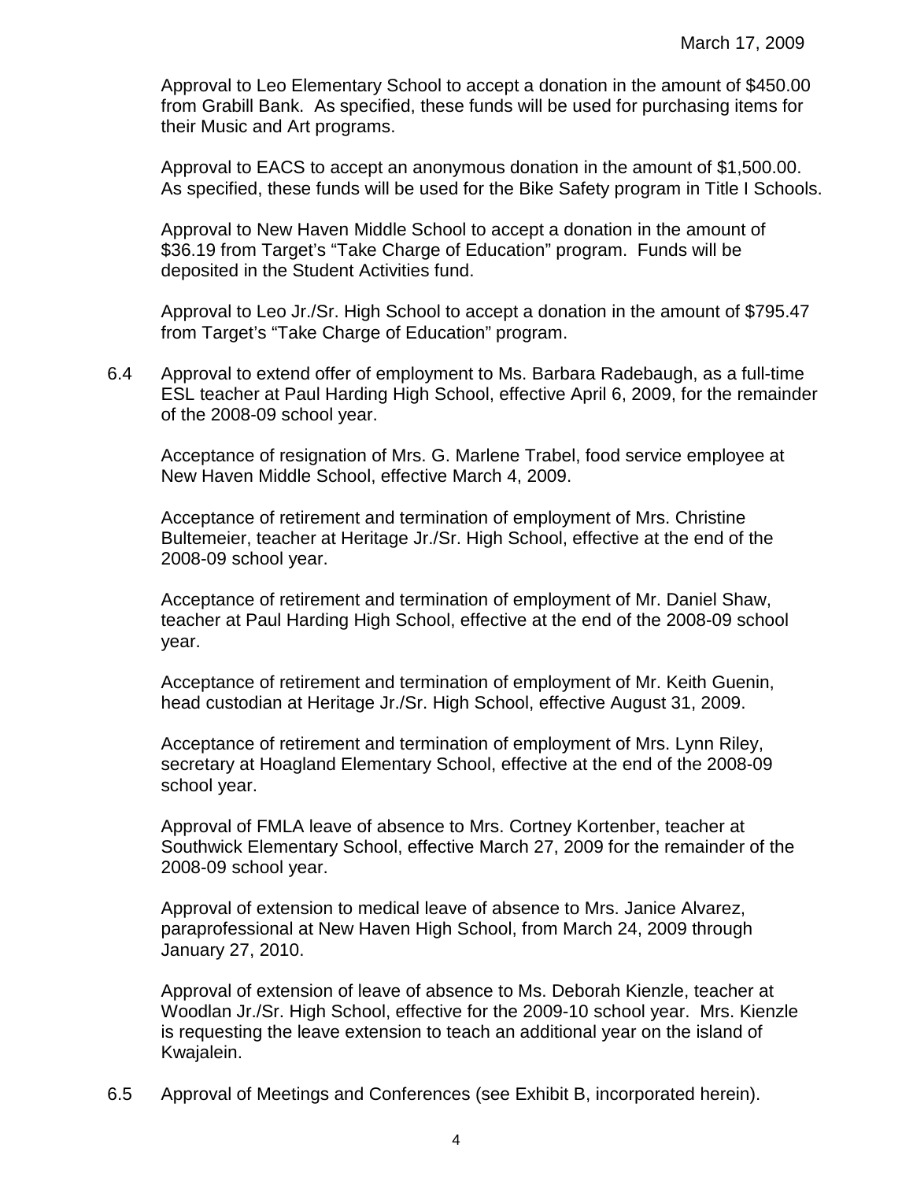March 17, 2009

Approval to Leo Elementary School to accept a donation in the amount of $450.00 from Grabill Bank. As specified, these funds will be used for purchasing items for their Music and Art programs.

Approval to EACS to accept an anonymous donation in the amount of $1,500.00. As specified, these funds will be used for the Bike Safety program in Title I Schools.

Approval to New Haven Middle School to accept a donation in the amount of $36.19 from Target's "Take Charge of Education" program. Funds will be deposited in the Student Activities fund.

Approval to Leo Jr./Sr. High School to accept a donation in the amount of $795.47 from Target's "Take Charge of Education" program.

6.4 Approval to extend offer of employment to Ms. Barbara Radebaugh, as a full-time ESL teacher at Paul Harding High School, effective April 6, 2009, for the remainder of the 2008-09 school year.

Acceptance of resignation of Mrs. G. Marlene Trabel, food service employee at New Haven Middle School, effective March 4, 2009.

Acceptance of retirement and termination of employment of Mrs. Christine Bultemeier, teacher at Heritage Jr./Sr. High School, effective at the end of the 2008-09 school year.

Acceptance of retirement and termination of employment of Mr. Daniel Shaw, teacher at Paul Harding High School, effective at the end of the 2008-09 school year.

Acceptance of retirement and termination of employment of Mr. Keith Guenin, head custodian at Heritage Jr./Sr. High School, effective August 31, 2009.

Acceptance of retirement and termination of employment of Mrs. Lynn Riley, secretary at Hoagland Elementary School, effective at the end of the 2008-09 school year.

Approval of FMLA leave of absence to Mrs. Cortney Kortenber, teacher at Southwick Elementary School, effective March 27, 2009 for the remainder of the 2008-09 school year.

Approval of extension to medical leave of absence to Mrs. Janice Alvarez, paraprofessional at New Haven High School, from March 24, 2009 through January 27, 2010.

Approval of extension of leave of absence to Ms. Deborah Kienzle, teacher at Woodlan Jr./Sr. High School, effective for the 2009-10 school year. Mrs. Kienzle is requesting the leave extension to teach an additional year on the island of Kwajalein.

6.5 Approval of Meetings and Conferences (see Exhibit B, incorporated herein).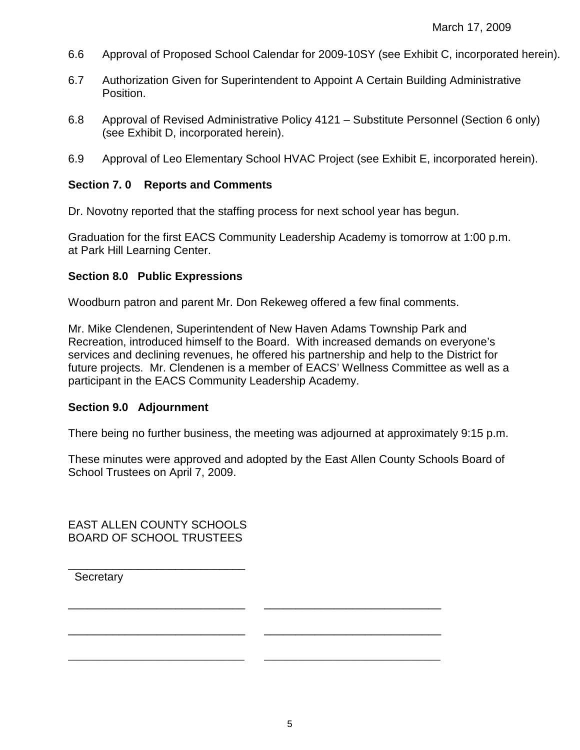6.6 Approval of Proposed School Calendar for 2009-10SY (see Exhibit C, incorporated herein).

6.7 Authorization Given for Superintendent to Appoint A Certain Building Administrative Position.

6.8 Approval of Revised Administrative Policy 4121 – Substitute Personnel (Section 6 only) (see Exhibit D, incorporated herein).

6.9 Approval of Leo Elementary School HVAC Project (see Exhibit E, incorporated herein).

**Section 7. 0 Reports and Comments**

Dr. Novotny reported that the staffing process for next school year has begun.

Graduation for the first EACS Community Leadership Academy is tomorrow at 1:00 p.m. at Park Hill Learning Center.

**Section 8.0 Public Expressions**

Woodburn patron and parent Mr. Don Rekeweg offered a few final comments.

Mr. Mike Clendenen, Superintendent of New Haven Adams Township Park and Recreation, introduced himself to the Board. With increased demands on everyone's services and declining revenues, he offered his partnership and help to the District for future projects. Mr. Clendenen is a member of EACS' Wellness Committee as well as a participant in the EACS Community Leadership Academy.

**Section 9.0 Adjournment**

There being no further business, the meeting was adjourned at approximately 9:15 p.m.

These minutes were approved and adopted by the East Allen County Schools Board of School Trustees on April 7, 2009.

EAST ALLEN COUNTY SCHOOLS
BOARD OF SCHOOL TRUSTEES

____________________________
Secretary

____________________________ ____________________________

____________________________ ____________________________

____________________________ ____________________________